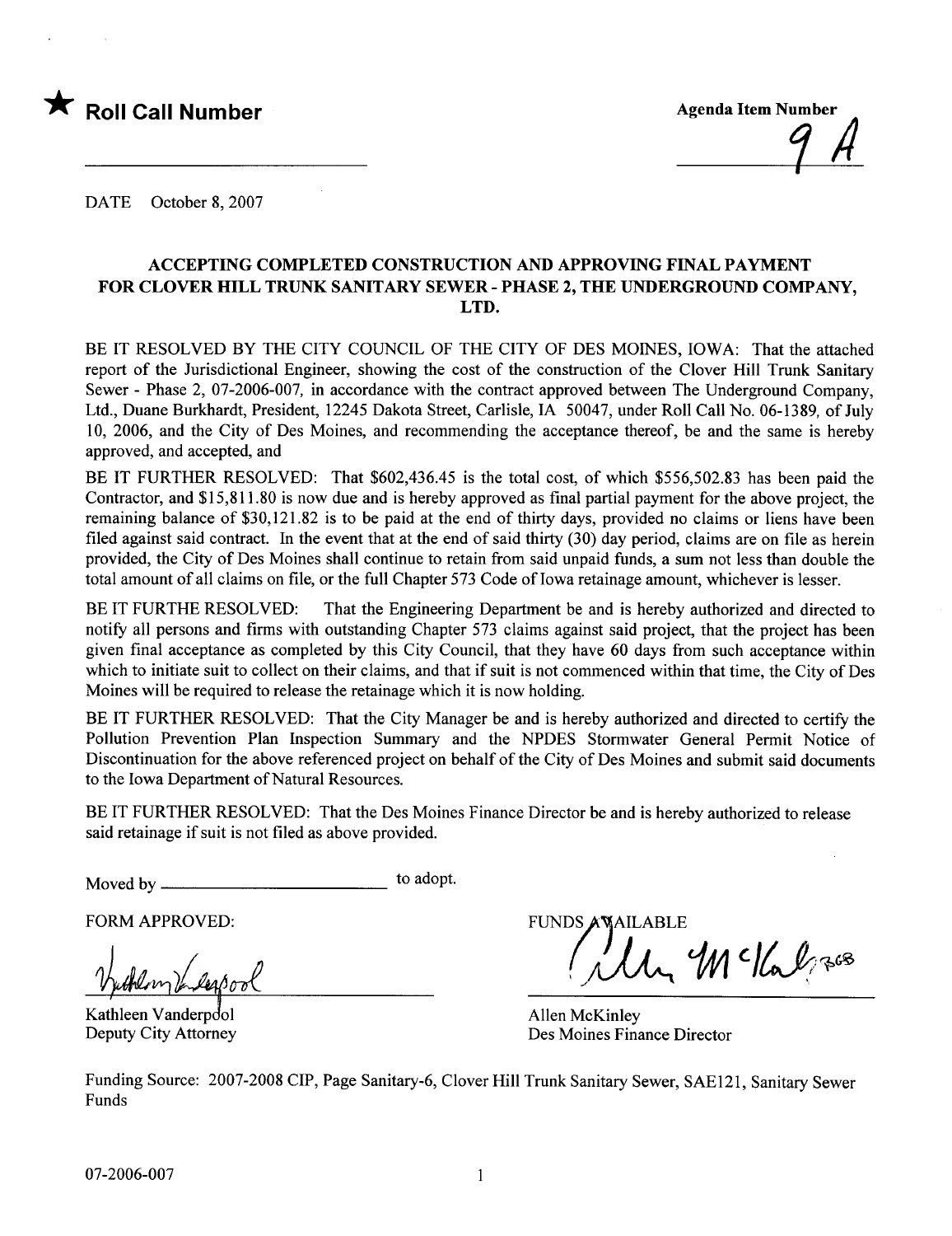★ **Roll Call Number**

Agenda Item Number

9 A

DATE October 8, 2007

## ACCEPTING COMPLETED CONSTRUCTION AND APPROVING FINAL PAYMENT FOR CLOVER HILL TRUNK SANITARY SEWER - PHASE 2, THE UNDERGROUND COMPANY, LTD.

BE IT RESOLVED BY THE CITY COUNCIL OF THE CITY OF DES MOINES, IOWA: That the attached report of the Jurisdictional Engineer, showing the cost of the construction of the Clover Hill Trunk Sanitary Sewer - Phase 2, 07-2006-007, in accordance with the contract approved between The Underground Company, Ltd., Duane Burkhardt, President, 12245 Dakota Street, Carlisle, IA 50047, under Roll Call No. 06-1389, of July 10, 2006, and the City of Des Moines, and recommending the acceptance thereof, be and the same is hereby approved, and accepted, and

BE IT FURTHER RESOLVED: That $602,436.45 is the total cost, of which $556,502.83 has been paid the Contractor, and $15,811.80 is now due and is hereby approved as final partial payment for the above project, the remaining balance of $30,121.82 is to be paid at the end of thirty days, provided no claims or liens have been filed against said contract. In the event that at the end of said thirty (30) day period, claims are on file as herein provided, the City of Des Moines shall continue to retain from said unpaid funds, a sum not less than double the total amount of all claims on file, or the full Chapter 573 Code of Iowa retainage amount, whichever is lesser.

BE IT FURTHE RESOLVED: That the Engineering Department be and is hereby authorized and directed to notify all persons and firms with outstanding Chapter 573 claims against said project, that the project has been given final acceptance as completed by this City Council, that they have 60 days from such acceptance within which to initiate suit to collect on their claims, and that if suit is not commenced within that time, the City of Des Moines will be required to release the retainage which it is now holding.

BE IT FURTHER RESOLVED: That the City Manager be and is hereby authorized and directed to certify the Pollution Prevention Plan Inspection Summary and the NPDES Stormwater General Permit Notice of Discontinuation for the above referenced project on behalf of the City of Des Moines and submit said documents to the Iowa Department of Natural Resources.

BE IT FURTHER RESOLVED: That the Des Moines Finance Director be and is hereby authorized to release said retainage if suit is not filed as above provided.

Moved by \_\_\_\_\_\_\_\_\_\_\_\_\_\_\_\_\_\_\_\_\_\_\_\_ to adopt.

FORM APPROVED:

Kathleen Vanderpool
Deputy City Attorney

FUNDS AVAILABLE

Allen McKinley
Des Moines Finance Director

Funding Source: 2007-2008 CIP, Page Sanitary-6, Clover Hill Trunk Sanitary Sewer, SAE121, Sanitary Sewer Funds

07-2006-007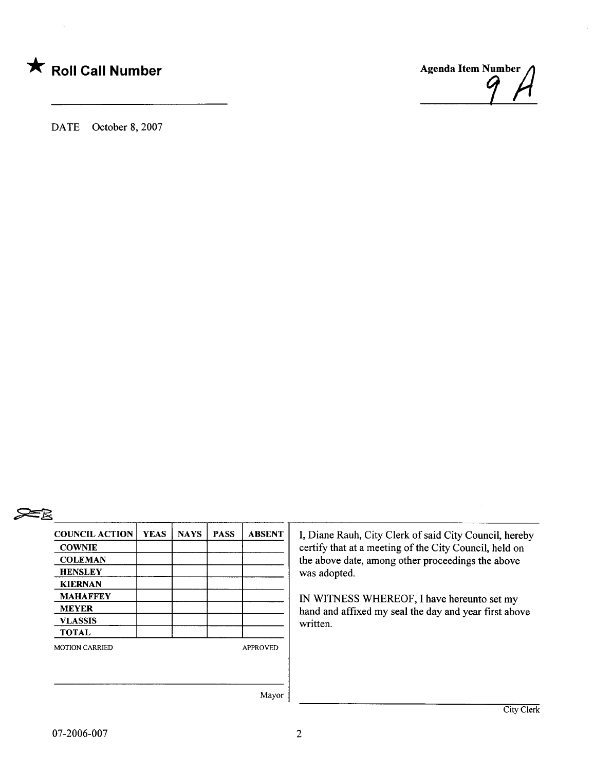★ **Roll Call Number**

\_\_\_\_\_\_\_\_\_\_\_\_\_\_\_\_\_\_\_\_\_\_\_\_

**Agenda Item Number**

9 A

DATE October 8, 2007

| COUNCIL ACTION | YEAS | NAYS | PASS | ABSENT |
|---|---|---|---|---|
| COWNIE | | | | |
| COLEMAN | | | | |
| HENSLEY | | | | |
| KIERNAN | | | | |
| MAHAFFEY | | | | |
| MEYER | | | | |
| VLASSIS | | | | |
| TOTAL | | | | |

MOTION CARRIED APPROVED

\_\_\_\_\_\_\_\_\_\_\_\_\_\_\_\_\_\_\_\_\_\_\_\_

Mayor

I, Diane Rauh, City Clerk of said City Council, hereby certify that at a meeting of the City Council, held on the above date, among other proceedings the above was adopted.

IN WITNESS WHEREOF, I have hereunto set my hand and affixed my seal the day and year first above written.

\_\_\_\_\_\_\_\_\_\_\_\_\_\_\_\_\_\_\_\_\_\_\_\_

City Clerk

07-2006-007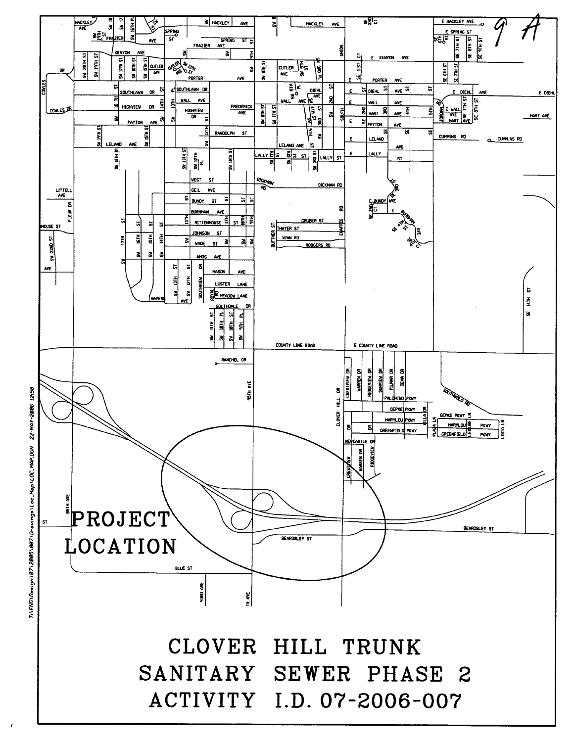9 A

PROJECT LOCATION

# CLOVER HILL TRUNK SANITARY SEWER PHASE 2 ACTIVITY I.D. 07-2006-007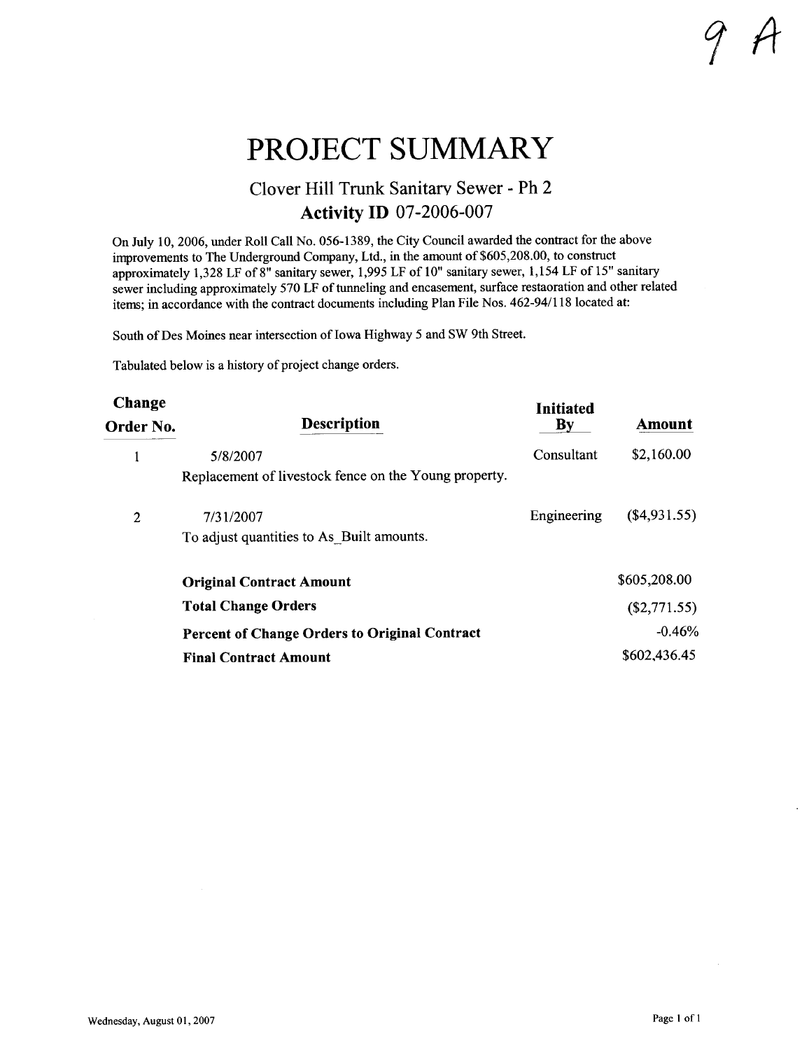9 A

# PROJECT SUMMARY

## Clover Hill Trunk Sanitary Sewer - Ph 2

### Activity ID 07-2006-007

On July 10, 2006, under Roll Call No. 056-1389, the City Council awarded the contract for the above improvements to The Underground Company, Ltd., in the amount of $605,208.00, to construct approximately 1,328 LF of 8" sanitary sewer, 1,995 LF of 10" sanitary sewer, 1,154 LF of 15" sanitary sewer including approximately 570 LF of tunneling and encasement, surface restaoration and other related items; in accordance with the contract documents including Plan File Nos. 462-94/118 located at:

South of Des Moines near intersection of Iowa Highway 5 and SW 9th Street.

Tabulated below is a history of project change orders.

| Change Order No. | Description | Initiated By | Amount |
|---|---|---|---|
| 1 | 5/8/2007<br>Replacement of livestock fence on the Young property. | Consultant | $2,160.00 |
| 2 | 7/31/2007<br>To adjust quantities to As_Built amounts. | Engineering | ($4,931.55) |
| | **Original Contract Amount** | | $605,208.00 |
| | **Total Change Orders** | | ($2,771.55) |
| | **Percent of Change Orders to Original Contract** | | -0.46% |
| | **Final Contract Amount** | | $602,436.45 |

Wednesday, August 01, 2007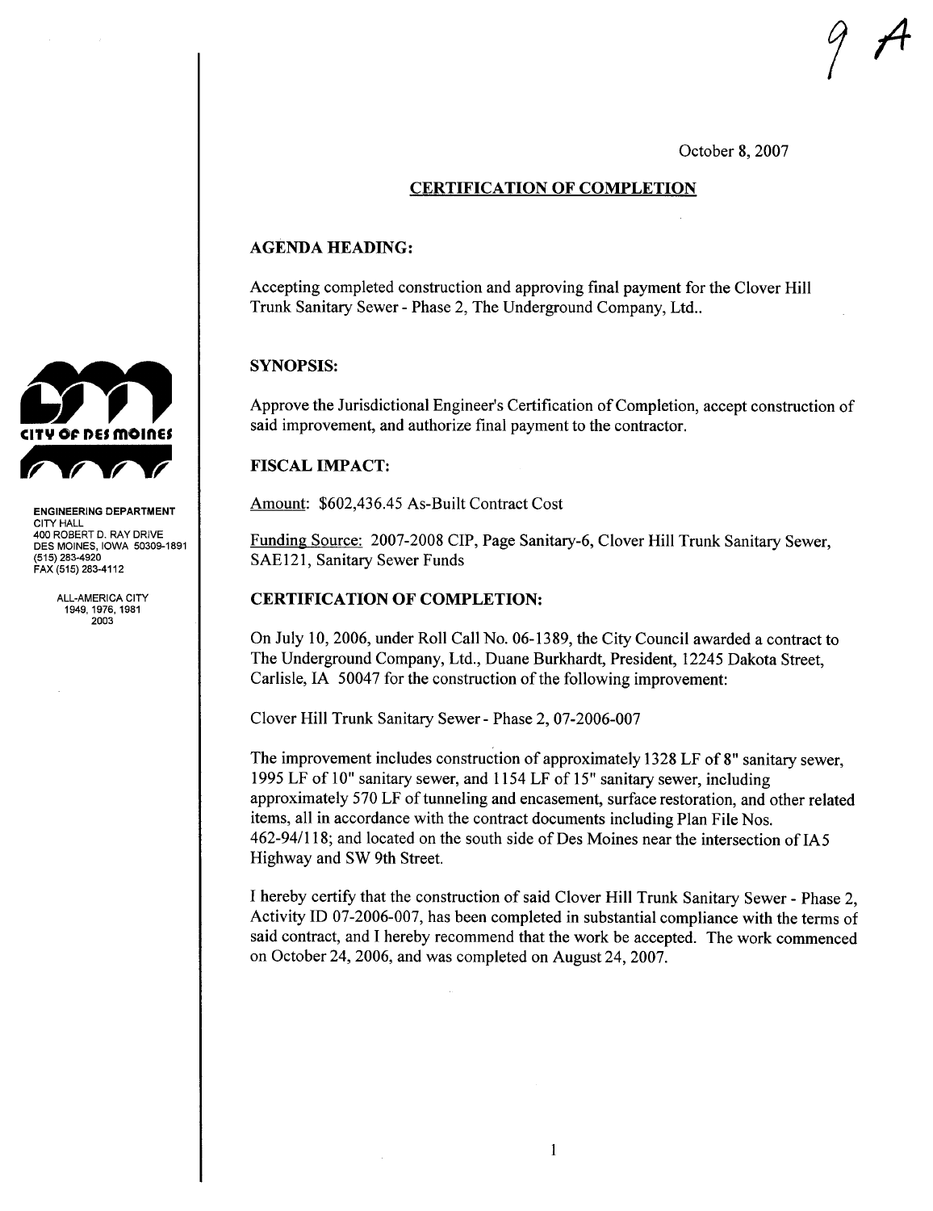9 A

October 8, 2007

## CERTIFICATION OF COMPLETION

CITY OF DES MOINES

ENGINEERING DEPARTMENT
CITY HALL
400 ROBERT D. RAY DRIVE
DES MOINES, IOWA 50309-1891
(515) 283-4920
FAX (515) 283-4112

ALL-AMERICA CITY
1949, 1976, 1981
2003

### AGENDA HEADING:

Accepting completed construction and approving final payment for the Clover Hill Trunk Sanitary Sewer - Phase 2, The Underground Company, Ltd..

### SYNOPSIS:

Approve the Jurisdictional Engineer's Certification of Completion, accept construction of said improvement, and authorize final payment to the contractor.

### FISCAL IMPACT:

Amount: $602,436.45 As-Built Contract Cost

Funding Source: 2007-2008 CIP, Page Sanitary-6, Clover Hill Trunk Sanitary Sewer, SAE121, Sanitary Sewer Funds

### CERTIFICATION OF COMPLETION:

On July 10, 2006, under Roll Call No. 06-1389, the City Council awarded a contract to The Underground Company, Ltd., Duane Burkhardt, President, 12245 Dakota Street, Carlisle, IA 50047 for the construction of the following improvement:

Clover Hill Trunk Sanitary Sewer - Phase 2, 07-2006-007

The improvement includes construction of approximately 1328 LF of 8" sanitary sewer, 1995 LF of 10" sanitary sewer, and 1154 LF of 15" sanitary sewer, including approximately 570 LF of tunneling and encasement, surface restoration, and other related items, all in accordance with the contract documents including Plan File Nos. 462-94/118; and located on the south side of Des Moines near the intersection of IA 5 Highway and SW 9th Street.

I hereby certify that the construction of said Clover Hill Trunk Sanitary Sewer - Phase 2, Activity ID 07-2006-007, has been completed in substantial compliance with the terms of said contract, and I hereby recommend that the work be accepted. The work commenced on October 24, 2006, and was completed on August 24, 2007.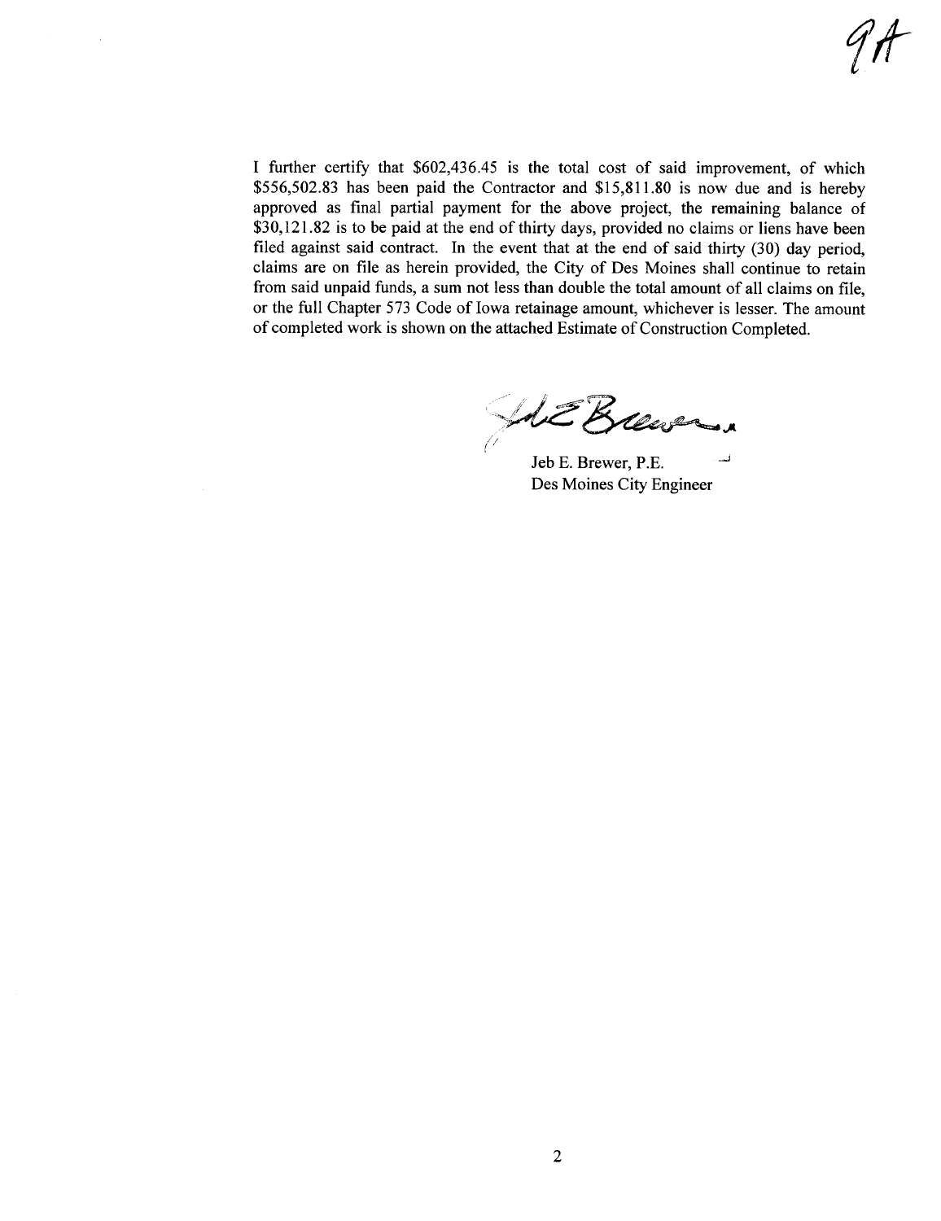9A

I further certify that $602,436.45 is the total cost of said improvement, of which $556,502.83 has been paid the Contractor and $15,811.80 is now due and is hereby approved as final partial payment for the above project, the remaining balance of $30,121.82 is to be paid at the end of thirty days, provided no claims or liens have been filed against said contract. In the event that at the end of said thirty (30) day period, claims are on file as herein provided, the City of Des Moines shall continue to retain from said unpaid funds, a sum not less than double the total amount of all claims on file, or the full Chapter 573 Code of Iowa retainage amount, whichever is lesser. The amount of completed work is shown on the attached Estimate of Construction Completed.

Jeb E. Brewer, P.E.
Des Moines City Engineer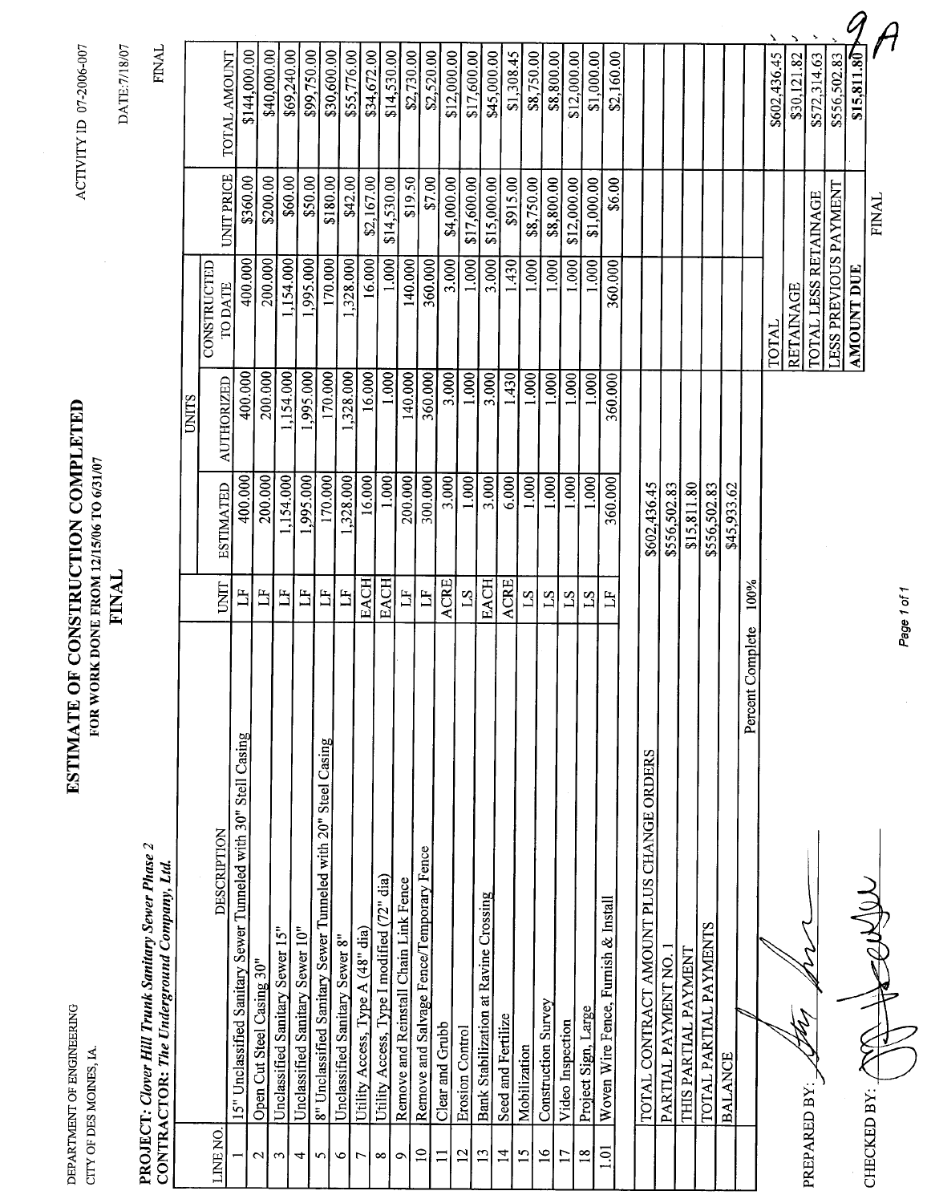DEPARTMENT OF ENGINEERING
CITY OF DES MOINES, IA.

ACTIVITY ID 07-2006-007

DATE:7/18/07

FINAL

# ESTIMATE OF CONSTRUCTION COMPLETED

FOR WORK DONE FROM 12/15/06 TO 6/31/07

**FINAL**

**PROJECT:** ***Clover Hill Trunk Sanitary Sewer Phase 2***
**CONTRACTOR:** ***The Underground Company, Ltd.***

| LINE NO. | DESCRIPTION | UNIT | UNITS ESTIMATED | UNITS AUTHORIZED | CONSTRUCTED TO DATE | UNIT PRICE | TOTAL AMOUNT |
|---|---|---|---|---|---|---|---|
| 1 | 15" Unclassified Sanitary Sewer Tunneled with 30" Steel Casing | LF | 400.000 | 400.000 | 400.000 | $360.00 | $144,000.00 |
| 2 | Open Cut Steel Casing 30" | LF | 200.000 | 200.000 | 200.000 | $200.00 | $40,000.00 |
| 3 | Unclassified Sanitary Sewer 15" | LF | 1,154.000 | 1,154.000 | 1,154.000 | $60.00 | $69,240.00 |
| 4 | Unclassified Sanitary Sewer 10" | LF | 1,995.000 | 1,995.000 | 1,995.000 | $50.00 | $99,750.00 |
| 5 | 8" Unclassified Sanitary Sewer Tunneled with 20" Steel Casing | LF | 170.000 | 170.000 | 170.000 | $180.00 | $30,600.00 |
| 6 | Unclassified Sanitary Sewer 8" | LF | 1,328.000 | 1,328.000 | 1,328.000 | $42.00 | $55,776.00 |
| 7 | Utility Access, Type A (48" dia) | EACH | 16.000 | 16.000 | 16.000 | $2,167.00 | $34,672.00 |
| 8 | Utility Access, Type I modified (72" dia) | EACH | 1.000 | 1.000 | 1.000 | $14,530.00 | $14,530.00 |
| 9 | Remove and Reinstall Chain Link Fence | LF | 200.000 | 140.000 | 140.000 | $19.50 | $2,730.00 |
| 10 | Remove and Salvage Fence/Temporary Fence | LF | 300.000 | 360.000 | 360.000 | $7.00 | $2,520.00 |
| 11 | Clear and Grubb | ACRE | 3.000 | 3.000 | 3.000 | $4,000.00 | $12,000.00 |
| 12 | Erosion Control | LS | 1.000 | 1.000 | 1.000 | $17,600.00 | $17,600.00 |
| 13 | Bank Stabilization at Ravine Crossing | EACH | 3.000 | 3.000 | 3.000 | $15,000.00 | $45,000.00 |
| 14 | Seed and Fertilize | ACRE | 6.000 | 1.430 | 1.430 | $915.00 | $1,308.45 |
| 15 | Mobilization | LS | 1.000 | 1.000 | 1.000 | $8,750.00 | $8,750.00 |
| 16 | Construction Survey | LS | 1.000 | 1.000 | 1.000 | $8,800.00 | $8,800.00 |
| 17 | Video Inspection | LS | 1.000 | 1.000 | 1.000 | $12,000.00 | $12,000.00 |
| 18 | Project Sign, Large | LS | 1.000 | 1.000 | 1.000 | $1,000.00 | $1,000.00 |
| 1.01 | Woven Wire Fence, Furnish & Install | LF | 360.000 | 360.000 | 360.000 | $6.00 | $2,160.00 |

| | |
|---|---|
| TOTAL CONTRACT AMOUNT PLUS CHANGE ORDERS | $602,436.45 |
| PARTIAL PAYMENT NO. 1 | $556,502.83 |
| THIS PARTIAL PAYMENT | $15,811.80 |
| TOTAL PARTIAL PAYMENTS | $556,502.83 |
| BALANCE | $45,933.62 |
| Percent Complete | 100% |

| | |
|---|---|
| TOTAL | $602,436.45 |
| RETAINAGE | $30,121.82 |
| TOTAL LESS RETAINAGE | $572,314.63 |
| LESS PREVIOUS PAYMENT | $556,502.83 |
| **AMOUNT DUE** | **$15,811.80** |

FINAL

9A

PREPARED BY: [signature]

CHECKED BY: [signature]